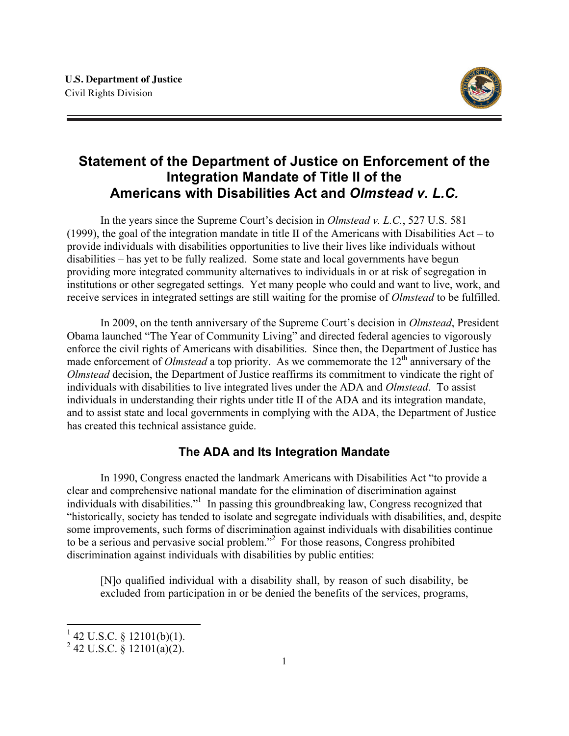**U.S. Department of Justice**
Civil Rights Division

# Statement of the Department of Justice on Enforcement of the Integration Mandate of Title II of the Americans with Disabilities Act and *Olmstead v. L.C.*

In the years since the Supreme Court's decision in *Olmstead v. L.C.*, 527 U.S. 581 (1999), the goal of the integration mandate in title II of the Americans with Disabilities Act – to provide individuals with disabilities opportunities to live their lives like individuals without disabilities – has yet to be fully realized. Some state and local governments have begun providing more integrated community alternatives to individuals in or at risk of segregation in institutions or other segregated settings. Yet many people who could and want to live, work, and receive services in integrated settings are still waiting for the promise of *Olmstead* to be fulfilled.

In 2009, on the tenth anniversary of the Supreme Court's decision in *Olmstead*, President Obama launched "The Year of Community Living" and directed federal agencies to vigorously enforce the civil rights of Americans with disabilities. Since then, the Department of Justice has made enforcement of *Olmstead* a top priority. As we commemorate the 12th anniversary of the *Olmstead* decision, the Department of Justice reaffirms its commitment to vindicate the right of individuals with disabilities to live integrated lives under the ADA and *Olmstead*. To assist individuals in understanding their rights under title II of the ADA and its integration mandate, and to assist state and local governments in complying with the ADA, the Department of Justice has created this technical assistance guide.

## The ADA and Its Integration Mandate

In 1990, Congress enacted the landmark Americans with Disabilities Act "to provide a clear and comprehensive national mandate for the elimination of discrimination against individuals with disabilities."[1] In passing this groundbreaking law, Congress recognized that "historically, society has tended to isolate and segregate individuals with disabilities, and, despite some improvements, such forms of discrimination against individuals with disabilities continue to be a serious and pervasive social problem."[2] For those reasons, Congress prohibited discrimination against individuals with disabilities by public entities:

> [N]o qualified individual with a disability shall, by reason of such disability, be excluded from participation in or be denied the benefits of the services, programs,

---

[1] 42 U.S.C. § 12101(b)(1).
[2] 42 U.S.C. § 12101(a)(2).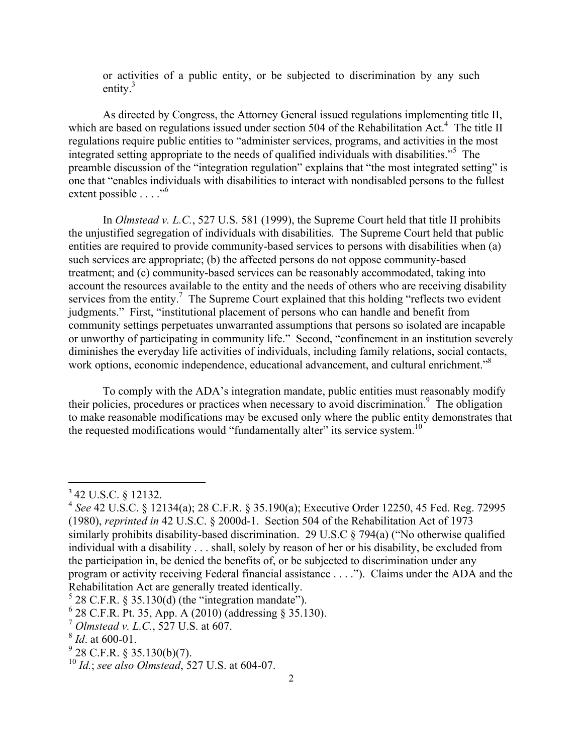> or activities of a public entity, or be subjected to discrimination by any such entity.[3]

As directed by Congress, the Attorney General issued regulations implementing title II, which are based on regulations issued under section 504 of the Rehabilitation Act.[4] The title II regulations require public entities to "administer services, programs, and activities in the most integrated setting appropriate to the needs of qualified individuals with disabilities."[5] The preamble discussion of the "integration regulation" explains that "the most integrated setting" is one that "enables individuals with disabilities to interact with nondisabled persons to the fullest extent possible . . . ."[6]

In *Olmstead v. L.C.*, 527 U.S. 581 (1999), the Supreme Court held that title II prohibits the unjustified segregation of individuals with disabilities. The Supreme Court held that public entities are required to provide community-based services to persons with disabilities when (a) such services are appropriate; (b) the affected persons do not oppose community-based treatment; and (c) community-based services can be reasonably accommodated, taking into account the resources available to the entity and the needs of others who are receiving disability services from the entity.[7] The Supreme Court explained that this holding "reflects two evident judgments." First, "institutional placement of persons who can handle and benefit from community settings perpetuates unwarranted assumptions that persons so isolated are incapable or unworthy of participating in community life." Second, "confinement in an institution severely diminishes the everyday life activities of individuals, including family relations, social contacts, work options, economic independence, educational advancement, and cultural enrichment."[8]

To comply with the ADA's integration mandate, public entities must reasonably modify their policies, procedures or practices when necessary to avoid discrimination.[9] The obligation to make reasonable modifications may be excused only where the public entity demonstrates that the requested modifications would "fundamentally alter" its service system.[10]

---

[3] 42 U.S.C. § 12132.

[4] *See* 42 U.S.C. § 12134(a); 28 C.F.R. § 35.190(a); Executive Order 12250, 45 Fed. Reg. 72995 (1980), *reprinted in* 42 U.S.C. § 2000d-1. Section 504 of the Rehabilitation Act of 1973 similarly prohibits disability-based discrimination. 29 U.S.C § 794(a) ("No otherwise qualified individual with a disability . . . shall, solely by reason of her or his disability, be excluded from the participation in, be denied the benefits of, or be subjected to discrimination under any program or activity receiving Federal financial assistance . . . ."). Claims under the ADA and the Rehabilitation Act are generally treated identically.

[5] 28 C.F.R. § 35.130(d) (the "integration mandate").

[6] 28 C.F.R. Pt. 35, App. A (2010) (addressing § 35.130).

[7] *Olmstead v. L.C.*, 527 U.S. at 607.

[8] *Id*. at 600-01.

[9] 28 C.F.R. § 35.130(b)(7).

[10] *Id.*; *see also Olmstead*, 527 U.S. at 604-07.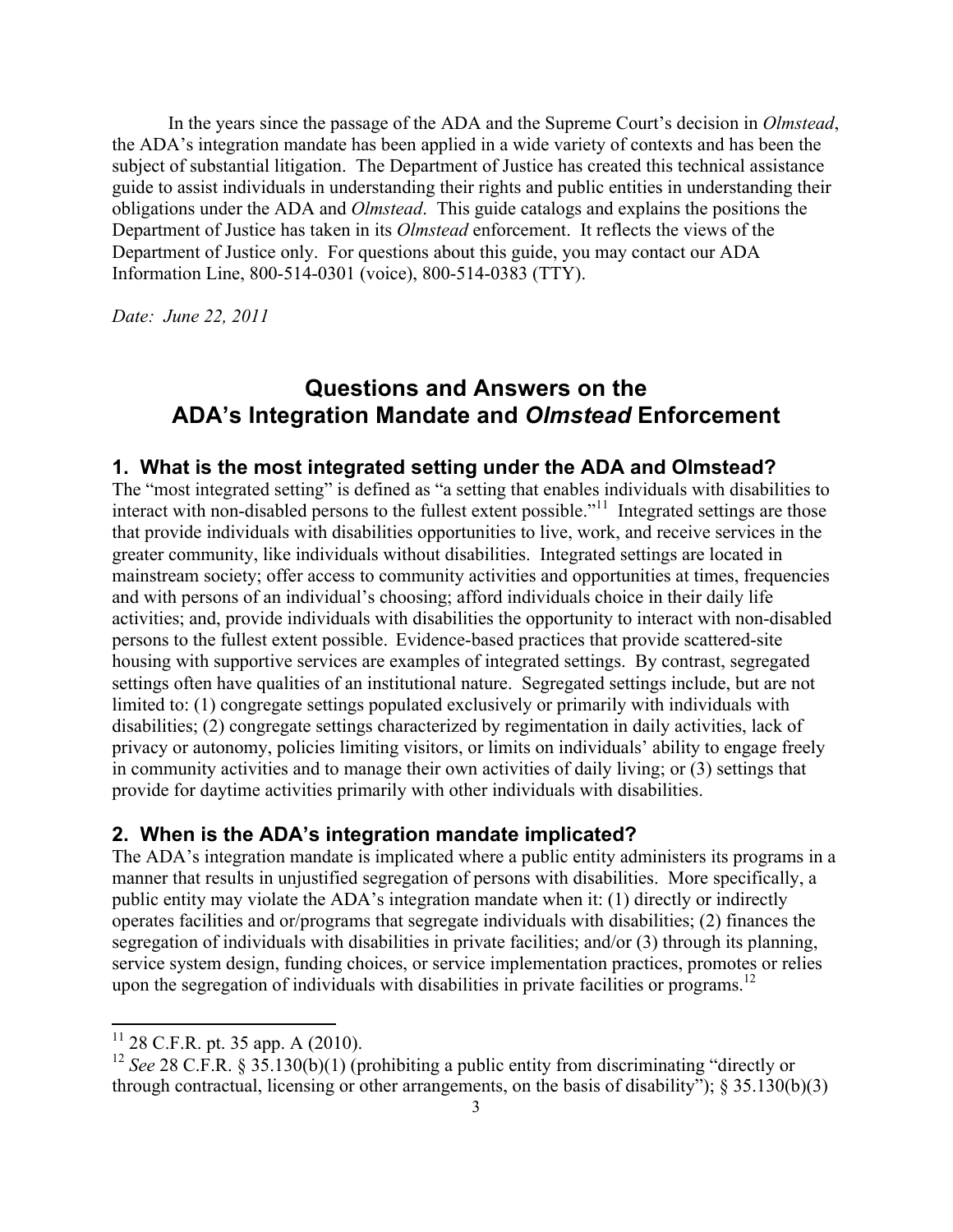In the years since the passage of the ADA and the Supreme Court's decision in *Olmstead*, the ADA's integration mandate has been applied in a wide variety of contexts and has been the subject of substantial litigation. The Department of Justice has created this technical assistance guide to assist individuals in understanding their rights and public entities in understanding their obligations under the ADA and *Olmstead*. This guide catalogs and explains the positions the Department of Justice has taken in its *Olmstead* enforcement. It reflects the views of the Department of Justice only. For questions about this guide, you may contact our ADA Information Line, 800-514-0301 (voice), 800-514-0383 (TTY).

*Date: June 22, 2011*

# Questions and Answers on the ADA's Integration Mandate and *Olmstead* Enforcement

## 1. What is the most integrated setting under the ADA and Olmstead?

The "most integrated setting" is defined as "a setting that enables individuals with disabilities to interact with non-disabled persons to the fullest extent possible."[11] Integrated settings are those that provide individuals with disabilities opportunities to live, work, and receive services in the greater community, like individuals without disabilities. Integrated settings are located in mainstream society; offer access to community activities and opportunities at times, frequencies and with persons of an individual's choosing; afford individuals choice in their daily life activities; and, provide individuals with disabilities the opportunity to interact with non-disabled persons to the fullest extent possible. Evidence-based practices that provide scattered-site housing with supportive services are examples of integrated settings. By contrast, segregated settings often have qualities of an institutional nature. Segregated settings include, but are not limited to: (1) congregate settings populated exclusively or primarily with individuals with disabilities; (2) congregate settings characterized by regimentation in daily activities, lack of privacy or autonomy, policies limiting visitors, or limits on individuals' ability to engage freely in community activities and to manage their own activities of daily living; or (3) settings that provide for daytime activities primarily with other individuals with disabilities.

## 2. When is the ADA's integration mandate implicated?

The ADA's integration mandate is implicated where a public entity administers its programs in a manner that results in unjustified segregation of persons with disabilities. More specifically, a public entity may violate the ADA's integration mandate when it: (1) directly or indirectly operates facilities and or/programs that segregate individuals with disabilities; (2) finances the segregation of individuals with disabilities in private facilities; and/or (3) through its planning, service system design, funding choices, or service implementation practices, promotes or relies upon the segregation of individuals with disabilities in private facilities or programs.[12]

---

[11] 28 C.F.R. pt. 35 app. A (2010).

[12] *See* 28 C.F.R. § 35.130(b)(1) (prohibiting a public entity from discriminating "directly or through contractual, licensing or other arrangements, on the basis of disability"); § 35.130(b)(3)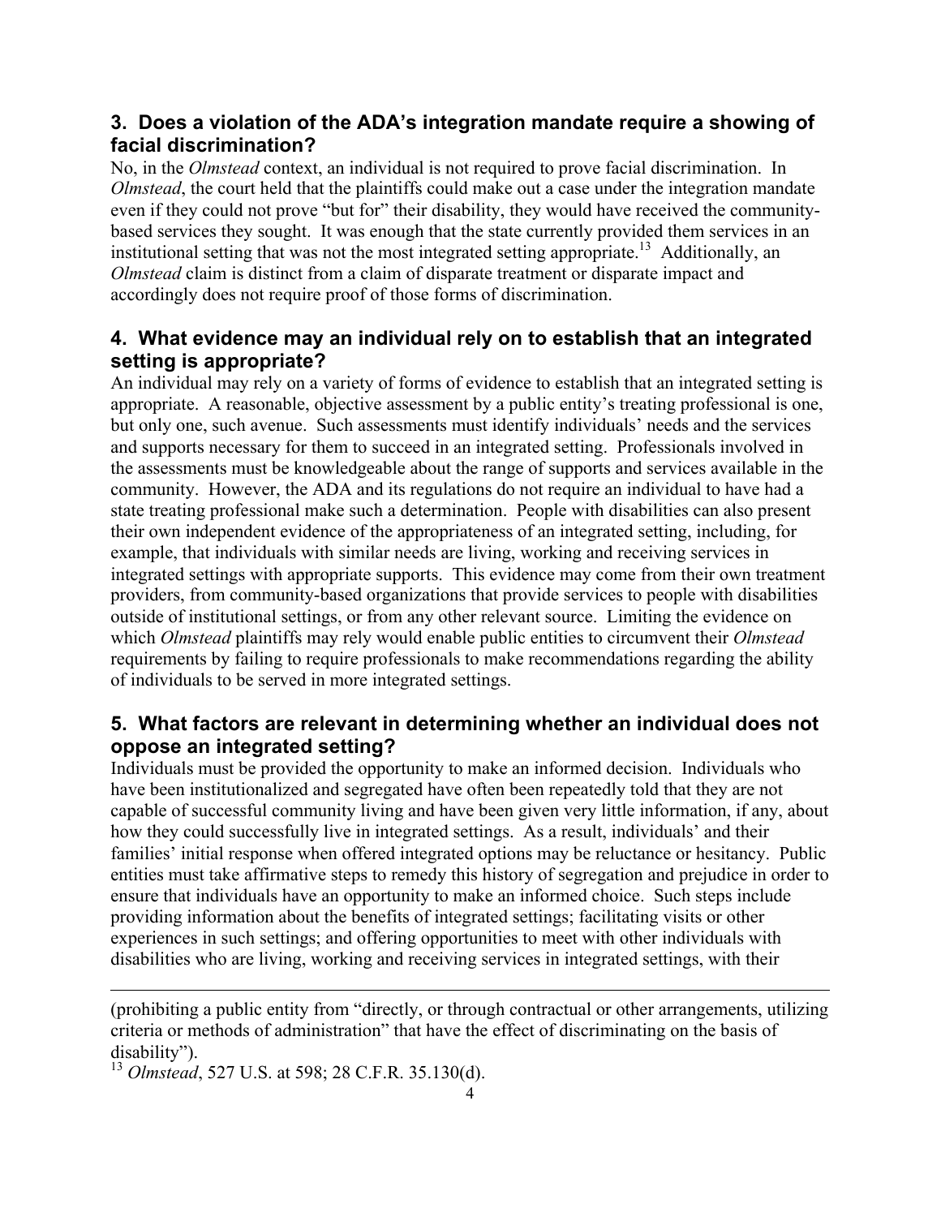### 3. Does a violation of the ADA's integration mandate require a showing of facial discrimination?

No, in the *Olmstead* context, an individual is not required to prove facial discrimination. In *Olmstead*, the court held that the plaintiffs could make out a case under the integration mandate even if they could not prove "but for" their disability, they would have received the community-based services they sought. It was enough that the state currently provided them services in an institutional setting that was not the most integrated setting appropriate.[13] Additionally, an *Olmstead* claim is distinct from a claim of disparate treatment or disparate impact and accordingly does not require proof of those forms of discrimination.

### 4. What evidence may an individual rely on to establish that an integrated setting is appropriate?

An individual may rely on a variety of forms of evidence to establish that an integrated setting is appropriate. A reasonable, objective assessment by a public entity's treating professional is one, but only one, such avenue. Such assessments must identify individuals' needs and the services and supports necessary for them to succeed in an integrated setting. Professionals involved in the assessments must be knowledgeable about the range of supports and services available in the community. However, the ADA and its regulations do not require an individual to have had a state treating professional make such a determination. People with disabilities can also present their own independent evidence of the appropriateness of an integrated setting, including, for example, that individuals with similar needs are living, working and receiving services in integrated settings with appropriate supports. This evidence may come from their own treatment providers, from community-based organizations that provide services to people with disabilities outside of institutional settings, or from any other relevant source. Limiting the evidence on which *Olmstead* plaintiffs may rely would enable public entities to circumvent their *Olmstead* requirements by failing to require professionals to make recommendations regarding the ability of individuals to be served in more integrated settings.

### 5. What factors are relevant in determining whether an individual does not oppose an integrated setting?

Individuals must be provided the opportunity to make an informed decision. Individuals who have been institutionalized and segregated have often been repeatedly told that they are not capable of successful community living and have been given very little information, if any, about how they could successfully live in integrated settings. As a result, individuals' and their families' initial response when offered integrated options may be reluctance or hesitancy. Public entities must take affirmative steps to remedy this history of segregation and prejudice in order to ensure that individuals have an opportunity to make an informed choice. Such steps include providing information about the benefits of integrated settings; facilitating visits or other experiences in such settings; and offering opportunities to meet with other individuals with disabilities who are living, working and receiving services in integrated settings, with their

---

(prohibiting a public entity from "directly, or through contractual or other arrangements, utilizing criteria or methods of administration" that have the effect of discriminating on the basis of disability").

[13] *Olmstead*, 527 U.S. at 598; 28 C.F.R. 35.130(d).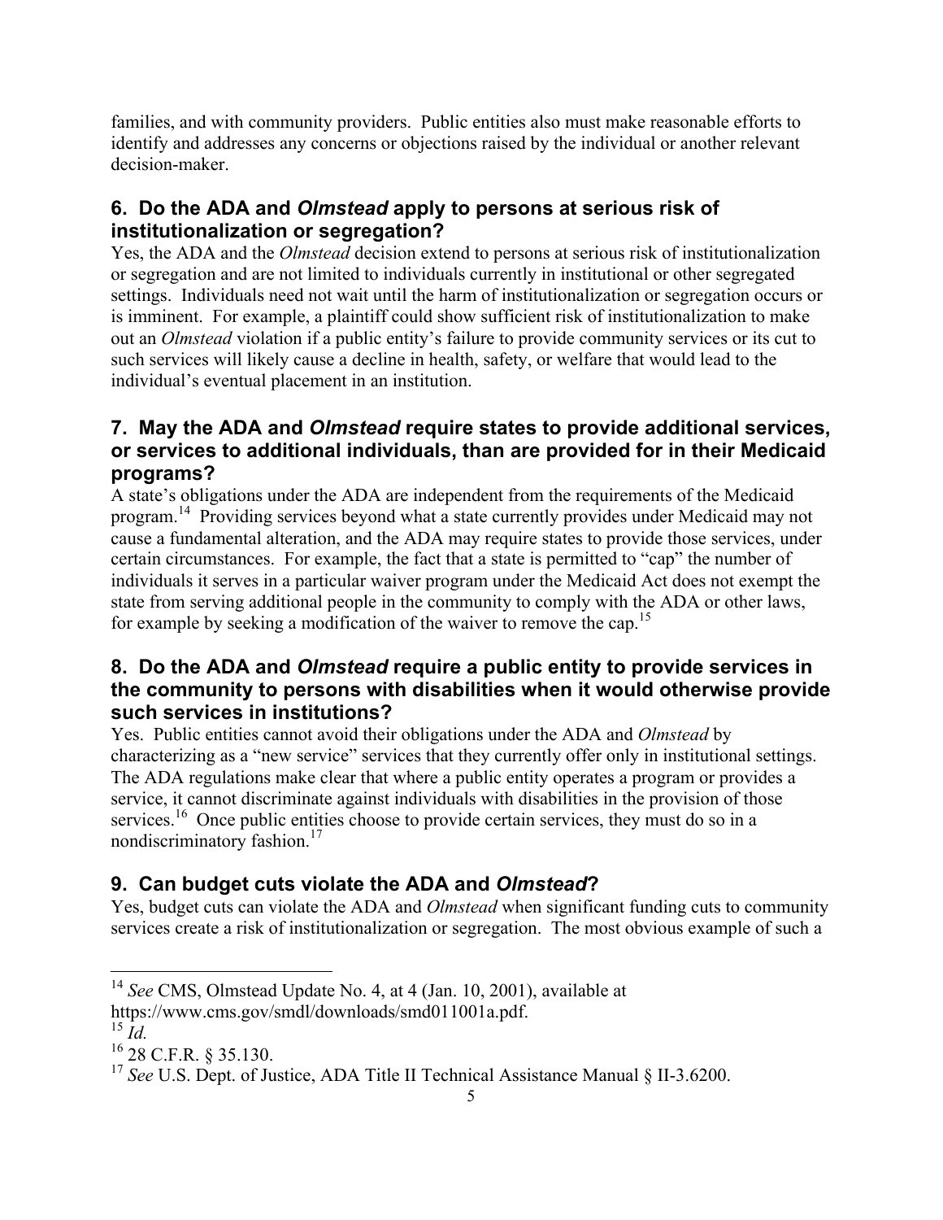families, and with community providers. Public entities also must make reasonable efforts to identify and addresses any concerns or objections raised by the individual or another relevant decision-maker.

### 6. Do the ADA and *Olmstead* apply to persons at serious risk of institutionalization or segregation?

Yes, the ADA and the *Olmstead* decision extend to persons at serious risk of institutionalization or segregation and are not limited to individuals currently in institutional or other segregated settings. Individuals need not wait until the harm of institutionalization or segregation occurs or is imminent. For example, a plaintiff could show sufficient risk of institutionalization to make out an *Olmstead* violation if a public entity's failure to provide community services or its cut to such services will likely cause a decline in health, safety, or welfare that would lead to the individual's eventual placement in an institution.

### 7. May the ADA and *Olmstead* require states to provide additional services, or services to additional individuals, than are provided for in their Medicaid programs?

A state's obligations under the ADA are independent from the requirements of the Medicaid program.[14] Providing services beyond what a state currently provides under Medicaid may not cause a fundamental alteration, and the ADA may require states to provide those services, under certain circumstances. For example, the fact that a state is permitted to "cap" the number of individuals it serves in a particular waiver program under the Medicaid Act does not exempt the state from serving additional people in the community to comply with the ADA or other laws, for example by seeking a modification of the waiver to remove the cap.[15]

### 8. Do the ADA and *Olmstead* require a public entity to provide services in the community to persons with disabilities when it would otherwise provide such services in institutions?

Yes. Public entities cannot avoid their obligations under the ADA and *Olmstead* by characterizing as a "new service" services that they currently offer only in institutional settings. The ADA regulations make clear that where a public entity operates a program or provides a service, it cannot discriminate against individuals with disabilities in the provision of those services.[16] Once public entities choose to provide certain services, they must do so in a nondiscriminatory fashion.[17]

### 9. Can budget cuts violate the ADA and *Olmstead*?

Yes, budget cuts can violate the ADA and *Olmstead* when significant funding cuts to community services create a risk of institutionalization or segregation. The most obvious example of such a

---

[14] *See* CMS, Olmstead Update No. 4, at 4 (Jan. 10, 2001), available at https://www.cms.gov/smdl/downloads/smd011001a.pdf.

[15] *Id.*

[16] 28 C.F.R. § 35.130.

[17] *See* U.S. Dept. of Justice, ADA Title II Technical Assistance Manual § II-3.6200.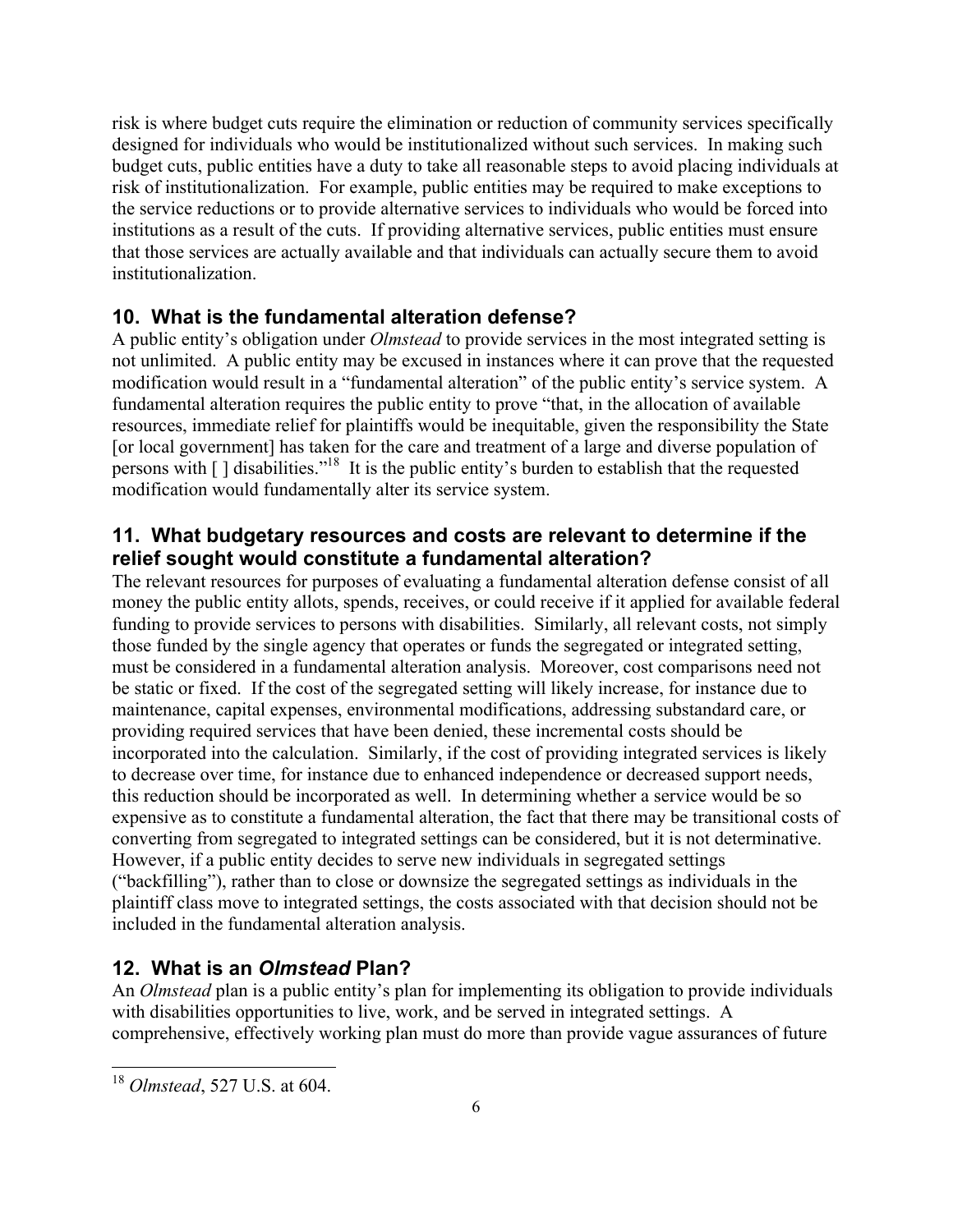risk is where budget cuts require the elimination or reduction of community services specifically designed for individuals who would be institutionalized without such services. In making such budget cuts, public entities have a duty to take all reasonable steps to avoid placing individuals at risk of institutionalization. For example, public entities may be required to make exceptions to the service reductions or to provide alternative services to individuals who would be forced into institutions as a result of the cuts. If providing alternative services, public entities must ensure that those services are actually available and that individuals can actually secure them to avoid institutionalization.

## 10. What is the fundamental alteration defense?

A public entity's obligation under *Olmstead* to provide services in the most integrated setting is not unlimited. A public entity may be excused in instances where it can prove that the requested modification would result in a "fundamental alteration" of the public entity's service system. A fundamental alteration requires the public entity to prove "that, in the allocation of available resources, immediate relief for plaintiffs would be inequitable, given the responsibility the State [or local government] has taken for the care and treatment of a large and diverse population of persons with [ ] disabilities."[18] It is the public entity's burden to establish that the requested modification would fundamentally alter its service system.

## 11. What budgetary resources and costs are relevant to determine if the relief sought would constitute a fundamental alteration?

The relevant resources for purposes of evaluating a fundamental alteration defense consist of all money the public entity allots, spends, receives, or could receive if it applied for available federal funding to provide services to persons with disabilities. Similarly, all relevant costs, not simply those funded by the single agency that operates or funds the segregated or integrated setting, must be considered in a fundamental alteration analysis. Moreover, cost comparisons need not be static or fixed. If the cost of the segregated setting will likely increase, for instance due to maintenance, capital expenses, environmental modifications, addressing substandard care, or providing required services that have been denied, these incremental costs should be incorporated into the calculation. Similarly, if the cost of providing integrated services is likely to decrease over time, for instance due to enhanced independence or decreased support needs, this reduction should be incorporated as well. In determining whether a service would be so expensive as to constitute a fundamental alteration, the fact that there may be transitional costs of converting from segregated to integrated settings can be considered, but it is not determinative. However, if a public entity decides to serve new individuals in segregated settings ("backfilling"), rather than to close or downsize the segregated settings as individuals in the plaintiff class move to integrated settings, the costs associated with that decision should not be included in the fundamental alteration analysis.

## 12. What is an *Olmstead* Plan?

An *Olmstead* plan is a public entity's plan for implementing its obligation to provide individuals with disabilities opportunities to live, work, and be served in integrated settings. A comprehensive, effectively working plan must do more than provide vague assurances of future

---

[18] *Olmstead*, 527 U.S. at 604.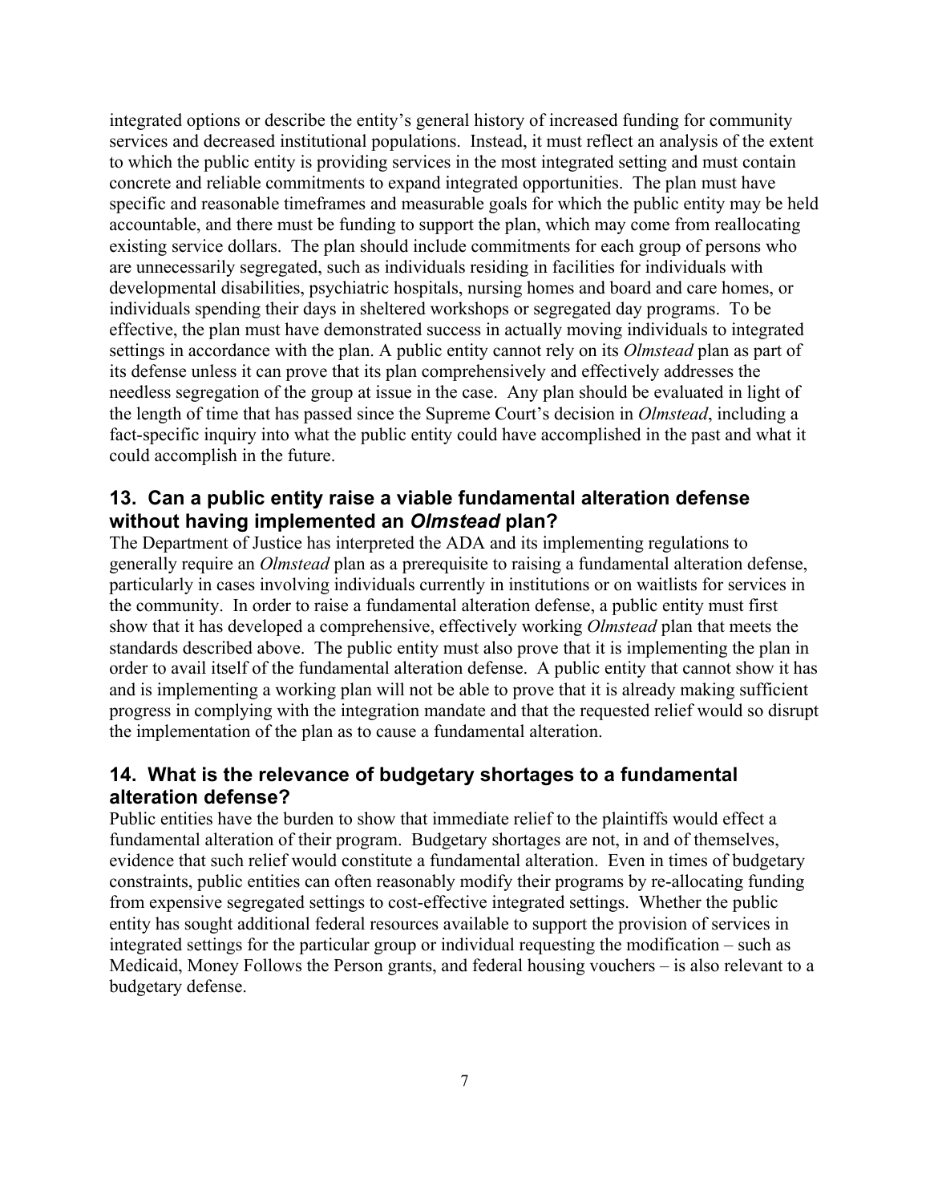integrated options or describe the entity's general history of increased funding for community services and decreased institutional populations. Instead, it must reflect an analysis of the extent to which the public entity is providing services in the most integrated setting and must contain concrete and reliable commitments to expand integrated opportunities. The plan must have specific and reasonable timeframes and measurable goals for which the public entity may be held accountable, and there must be funding to support the plan, which may come from reallocating existing service dollars. The plan should include commitments for each group of persons who are unnecessarily segregated, such as individuals residing in facilities for individuals with developmental disabilities, psychiatric hospitals, nursing homes and board and care homes, or individuals spending their days in sheltered workshops or segregated day programs. To be effective, the plan must have demonstrated success in actually moving individuals to integrated settings in accordance with the plan. A public entity cannot rely on its *Olmstead* plan as part of its defense unless it can prove that its plan comprehensively and effectively addresses the needless segregation of the group at issue in the case. Any plan should be evaluated in light of the length of time that has passed since the Supreme Court's decision in *Olmstead*, including a fact-specific inquiry into what the public entity could have accomplished in the past and what it could accomplish in the future.

## 13. Can a public entity raise a viable fundamental alteration defense without having implemented an *Olmstead* plan?

The Department of Justice has interpreted the ADA and its implementing regulations to generally require an *Olmstead* plan as a prerequisite to raising a fundamental alteration defense, particularly in cases involving individuals currently in institutions or on waitlists for services in the community. In order to raise a fundamental alteration defense, a public entity must first show that it has developed a comprehensive, effectively working *Olmstead* plan that meets the standards described above. The public entity must also prove that it is implementing the plan in order to avail itself of the fundamental alteration defense. A public entity that cannot show it has and is implementing a working plan will not be able to prove that it is already making sufficient progress in complying with the integration mandate and that the requested relief would so disrupt the implementation of the plan as to cause a fundamental alteration.

## 14. What is the relevance of budgetary shortages to a fundamental alteration defense?

Public entities have the burden to show that immediate relief to the plaintiffs would effect a fundamental alteration of their program. Budgetary shortages are not, in and of themselves, evidence that such relief would constitute a fundamental alteration. Even in times of budgetary constraints, public entities can often reasonably modify their programs by re-allocating funding from expensive segregated settings to cost-effective integrated settings. Whether the public entity has sought additional federal resources available to support the provision of services in integrated settings for the particular group or individual requesting the modification – such as Medicaid, Money Follows the Person grants, and federal housing vouchers – is also relevant to a budgetary defense.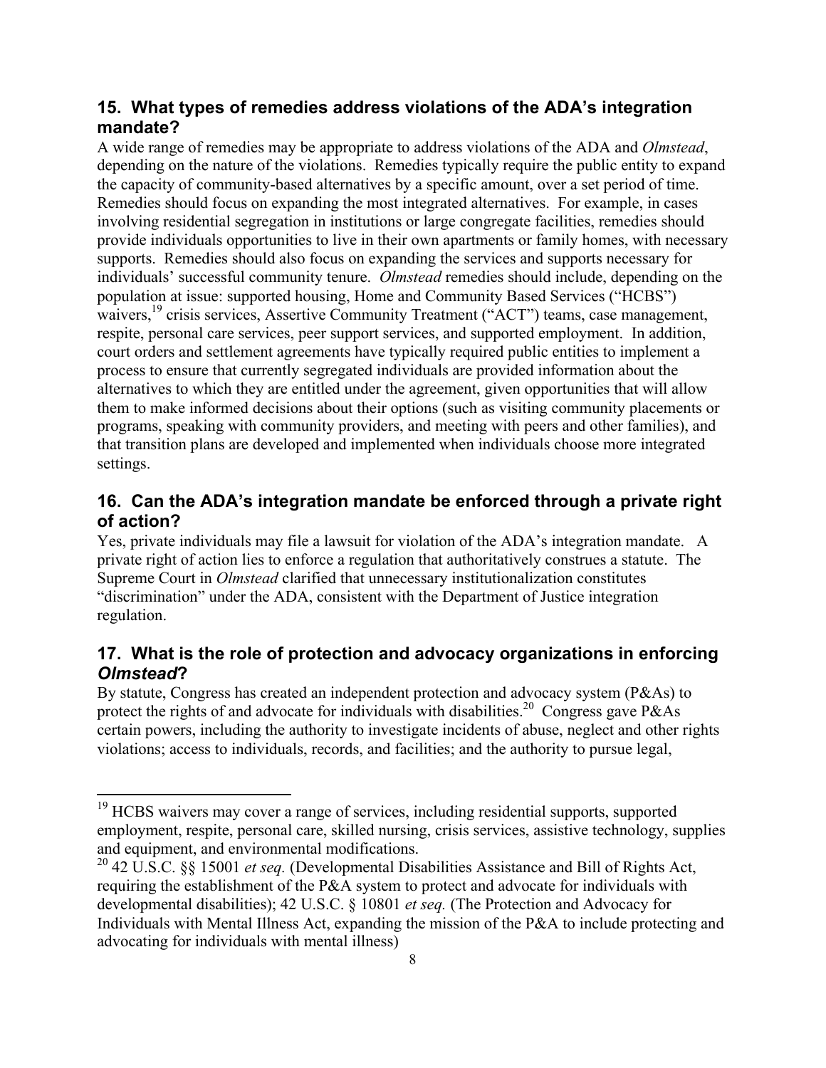## 15. What types of remedies address violations of the ADA's integration mandate?

A wide range of remedies may be appropriate to address violations of the ADA and *Olmstead*, depending on the nature of the violations. Remedies typically require the public entity to expand the capacity of community-based alternatives by a specific amount, over a set period of time. Remedies should focus on expanding the most integrated alternatives. For example, in cases involving residential segregation in institutions or large congregate facilities, remedies should provide individuals opportunities to live in their own apartments or family homes, with necessary supports. Remedies should also focus on expanding the services and supports necessary for individuals' successful community tenure. *Olmstead* remedies should include, depending on the population at issue: supported housing, Home and Community Based Services ("HCBS") waivers,[19] crisis services, Assertive Community Treatment ("ACT") teams, case management, respite, personal care services, peer support services, and supported employment. In addition, court orders and settlement agreements have typically required public entities to implement a process to ensure that currently segregated individuals are provided information about the alternatives to which they are entitled under the agreement, given opportunities that will allow them to make informed decisions about their options (such as visiting community placements or programs, speaking with community providers, and meeting with peers and other families), and that transition plans are developed and implemented when individuals choose more integrated settings.

## 16. Can the ADA's integration mandate be enforced through a private right of action?

Yes, private individuals may file a lawsuit for violation of the ADA's integration mandate. A private right of action lies to enforce a regulation that authoritatively construes a statute. The Supreme Court in *Olmstead* clarified that unnecessary institutionalization constitutes "discrimination" under the ADA, consistent with the Department of Justice integration regulation.

## 17. What is the role of protection and advocacy organizations in enforcing *Olmstead*?

By statute, Congress has created an independent protection and advocacy system (P&As) to protect the rights of and advocate for individuals with disabilities.[20] Congress gave P&As certain powers, including the authority to investigate incidents of abuse, neglect and other rights violations; access to individuals, records, and facilities; and the authority to pursue legal,

---

[19] HCBS waivers may cover a range of services, including residential supports, supported employment, respite, personal care, skilled nursing, crisis services, assistive technology, supplies and equipment, and environmental modifications.

[20] 42 U.S.C. §§ 15001 *et seq.* (Developmental Disabilities Assistance and Bill of Rights Act, requiring the establishment of the P&A system to protect and advocate for individuals with developmental disabilities); 42 U.S.C. § 10801 *et seq.* (The Protection and Advocacy for Individuals with Mental Illness Act, expanding the mission of the P&A to include protecting and advocating for individuals with mental illness)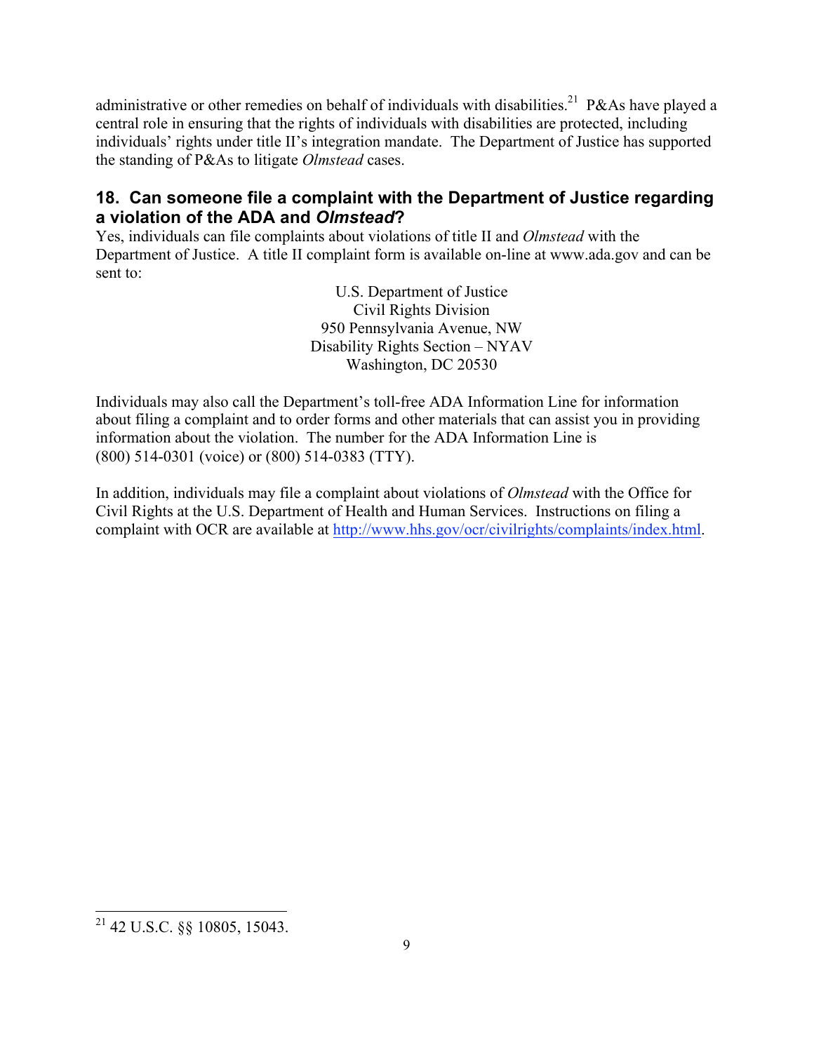administrative or other remedies on behalf of individuals with disabilities.[21] P&As have played a central role in ensuring that the rights of individuals with disabilities are protected, including individuals' rights under title II's integration mandate. The Department of Justice has supported the standing of P&As to litigate *Olmstead* cases.

## 18. Can someone file a complaint with the Department of Justice regarding a violation of the ADA and *Olmstead*?

Yes, individuals can file complaints about violations of title II and *Olmstead* with the Department of Justice. A title II complaint form is available on-line at www.ada.gov and can be sent to:

U.S. Department of Justice
Civil Rights Division
950 Pennsylvania Avenue, NW
Disability Rights Section – NYAV
Washington, DC 20530

Individuals may also call the Department's toll-free ADA Information Line for information about filing a complaint and to order forms and other materials that can assist you in providing information about the violation. The number for the ADA Information Line is (800) 514-0301 (voice) or (800) 514-0383 (TTY).

In addition, individuals may file a complaint about violations of *Olmstead* with the Office for Civil Rights at the U.S. Department of Health and Human Services. Instructions on filing a complaint with OCR are available at http://www.hhs.gov/ocr/civilrights/complaints/index.html.

---

[21] 42 U.S.C. §§ 10805, 15043.